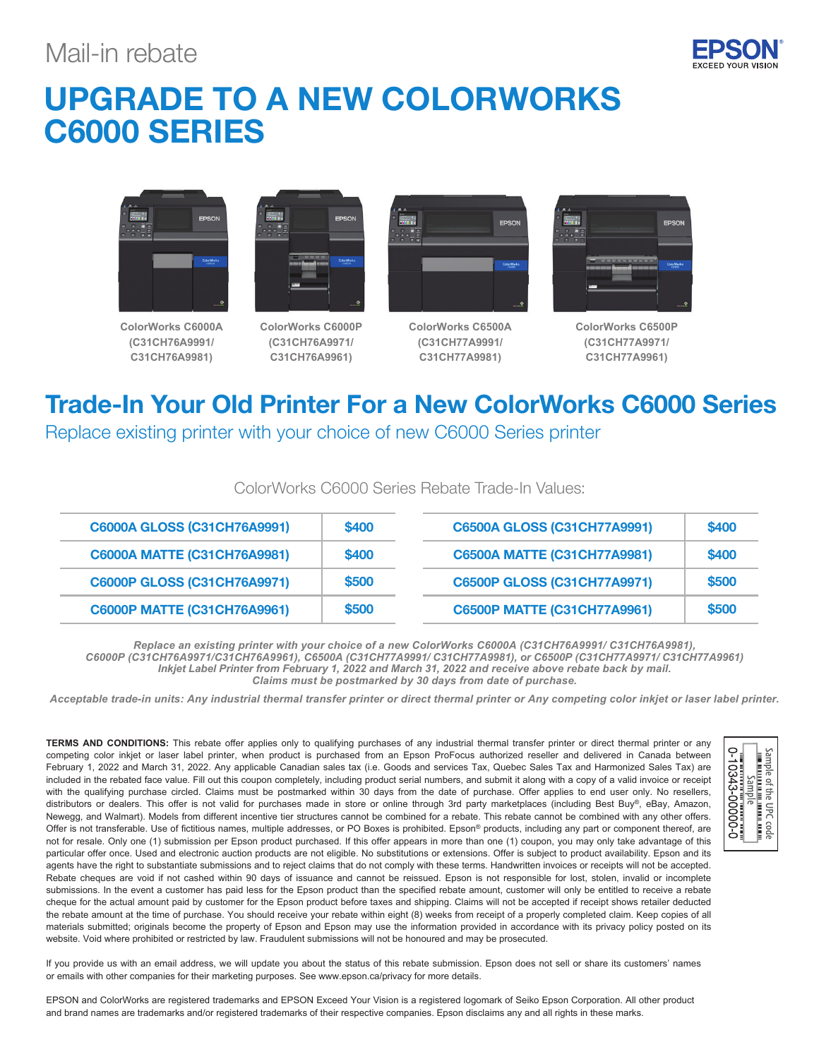Mail-in rebate

EPSON
EXCEED YOUR VISION

# UPGRADE TO A NEW COLORWORKS C6000 SERIES

ColorWorks C6000A (C31CH76A9991/ C31CH76A9981)

ColorWorks C6000P (C31CH76A9971/ C31CH76A9961)

ColorWorks C6500A (C31CH77A9991/ C31CH77A9981)

ColorWorks C6500P (C31CH77A9971/ C31CH77A9961)

## Trade-In Your Old Printer For a New ColorWorks C6000 Series

Replace existing printer with your choice of new C6000 Series printer

ColorWorks C6000 Series Rebate Trade-In Values:

| Model | Value | Model | Value |
|---|---|---|---|
| C6000A GLOSS (C31CH76A9991) | $400 | C6500A GLOSS (C31CH77A9991) | $400 |
| C6000A MATTE (C31CH76A9981) | $400 | C6500A MATTE (C31CH77A9981) | $400 |
| C6000P GLOSS (C31CH76A9971) | $500 | C6500P GLOSS (C31CH77A9971) | $500 |
| C6000P MATTE (C31CH76A9961) | $500 | C6500P MATTE (C31CH77A9961) | $500 |

***Replace an existing printer with your choice of a new ColorWorks C6000A (C31CH76A9991/ C31CH76A9981), C6000P (C31CH76A9971/C31CH76A9961), C6500A (C31CH77A9991/ C31CH77A9981), or C6500P (C31CH77A9971/ C31CH77A9961) Inkjet Label Printer from February 1, 2022 and March 31, 2022 and receive above rebate back by mail. Claims must be postmarked by 30 days from date of purchase.***

***Acceptable trade-in units: Any industrial thermal transfer printer or direct thermal printer or Any competing color inkjet or laser label printer.***

**TERMS AND CONDITIONS:** This rebate offer applies only to qualifying purchases of any industrial thermal transfer printer or direct thermal printer or any competing color inkjet or laser label printer, when product is purchased from an Epson ProFocus authorized reseller and delivered in Canada between February 1, 2022 and March 31, 2022. Any applicable Canadian sales tax (i.e. Goods and services Tax, Quebec Sales Tax and Harmonized Sales Tax) are included in the rebated face value. Fill out this coupon completely, including product serial numbers, and submit it along with a copy of a valid invoice or receipt with the qualifying purchase circled. Claims must be postmarked within 30 days from the date of purchase. Offer applies to end user only. No resellers, distributors or dealers. This offer is not valid for purchases made in store or online through 3rd party marketplaces (including Best Buy®, eBay, Amazon, Newegg, and Walmart). Models from different incentive tier structures cannot be combined for a rebate. This rebate cannot be combined with any other offers. Offer is not transferable. Use of fictitious names, multiple addresses, or PO Boxes is prohibited. Epson® products, including any part or component thereof, are not for resale. Only one (1) submission per Epson product purchased. If this offer appears in more than one (1) coupon, you may only take advantage of this particular offer once. Used and electronic auction products are not eligible. No substitutions or extensions. Offer is subject to product availability. Epson and its agents have the right to substantiate submissions and to reject claims that do not comply with these terms. Handwritten invoices or receipts will not be accepted. Rebate cheques are void if not cashed within 90 days of issuance and cannot be reissued. Epson is not responsible for lost, stolen, invalid or incomplete submissions. In the event a customer has paid less for the Epson product than the specified rebate amount, customer will only be entitled to receive a rebate cheque for the actual amount paid by customer for the Epson product before taxes and shipping. Claims will not be accepted if receipt shows retailer deducted the rebate amount at the time of purchase. You should receive your rebate within eight (8) weeks from receipt of a properly completed claim. Keep copies of all materials submitted; originals become the property of Epson and Epson may use the information provided in accordance with its privacy policy posted on its website. Void where prohibited or restricted by law. Fraudulent submissions will not be honoured and may be prosecuted.

Sample of the UPC code
Sample
0-10343-00000-0

If you provide us with an email address, we will update you about the status of this rebate submission. Epson does not sell or share its customers' names or emails with other companies for their marketing purposes. See www.epson.ca/privacy for more details.

EPSON and ColorWorks are registered trademarks and EPSON Exceed Your Vision is a registered logomark of Seiko Epson Corporation. All other product and brand names are trademarks and/or registered trademarks of their respective companies. Epson disclaims any and all rights in these marks.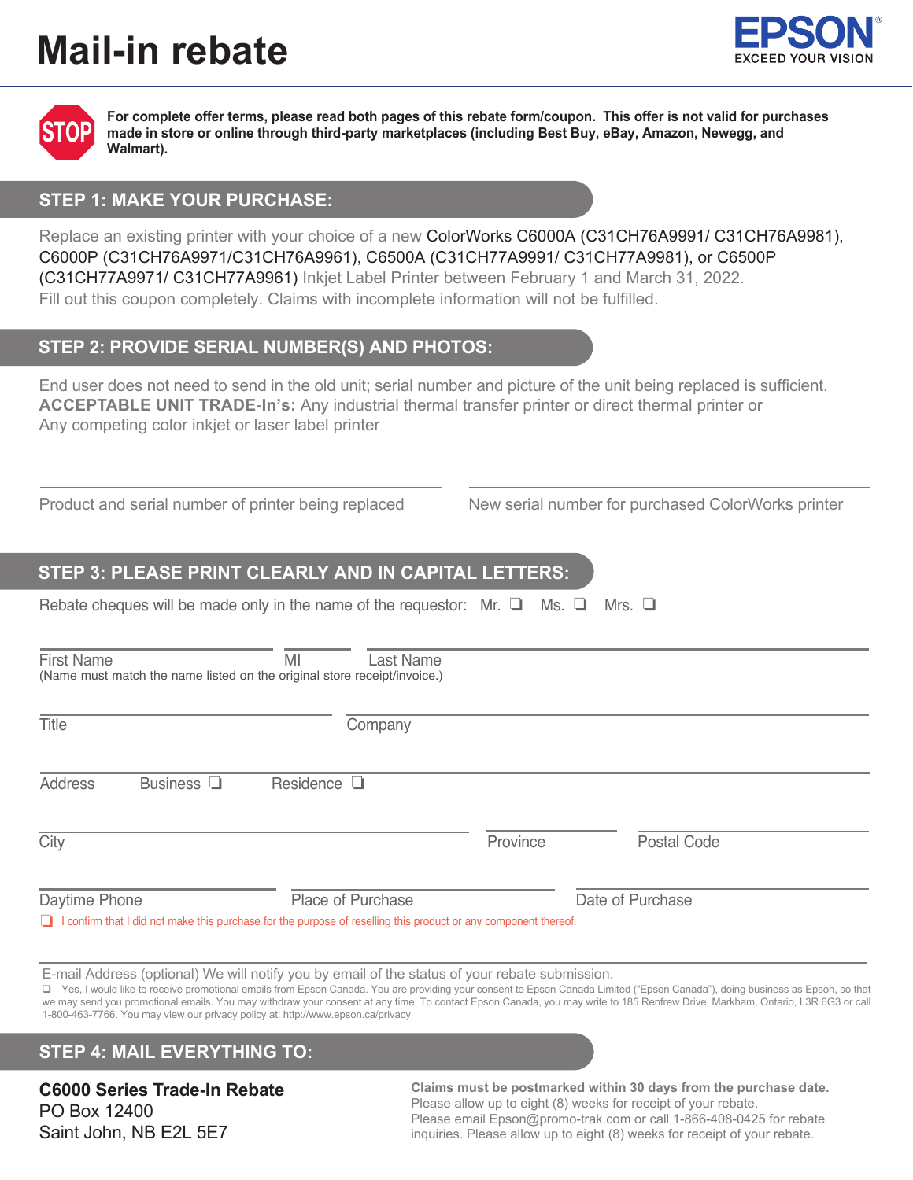# Mail-in rebate

EPSON
EXCEED YOUR VISION

STOP **For complete offer terms, please read both pages of this rebate form/coupon. This offer is not valid for purchases made in store or online through third-party marketplaces (including Best Buy, eBay, Amazon, Newegg, and Walmart).**

## STEP 1: MAKE YOUR PURCHASE:

Replace an existing printer with your choice of a new ColorWorks C6000A (C31CH76A9991/ C31CH76A9981), C6000P (C31CH76A9971/C31CH76A9961), C6500A (C31CH77A9991/ C31CH77A9981), or C6500P (C31CH77A9971/ C31CH77A9961) Inkjet Label Printer between February 1 and March 31, 2022. Fill out this coupon completely. Claims with incomplete information will not be fulfilled.

## STEP 2: PROVIDE SERIAL NUMBER(S) AND PHOTOS:

End user does not need to send in the old unit; serial number and picture of the unit being replaced is sufficient.
**ACCEPTABLE UNIT TRADE-In's:** Any industrial thermal transfer printer or direct thermal printer or Any competing color inkjet or laser label printer

Product and serial number of printer being replaced

New serial number for purchased ColorWorks printer

## STEP 3: PLEASE PRINT CLEARLY AND IN CAPITAL LETTERS:

Rebate cheques will be made only in the name of the requestor: Mr. ❑ Ms. ❑ Mrs. ❑

First Name MI Last Name
(Name must match the name listed on the original store receipt/invoice.)

Title Company

Address Business ❑ Residence ❑

City Province Postal Code

Daytime Phone Place of Purchase Date of Purchase

❑ I confirm that I did not make this purchase for the purpose of reselling this product or any component thereof.

E-mail Address (optional) We will notify you by email of the status of your rebate submission.

❑ Yes, I would like to receive promotional emails from Epson Canada. You are providing your consent to Epson Canada Limited ("Epson Canada"), doing business as Epson, so that we may send you promotional emails. You may withdraw your consent at any time. To contact Epson Canada, you may write to 185 Renfrew Drive, Markham, Ontario, L3R 6G3 or call 1-800-463-7766. You may view our privacy policy at: http://www.epson.ca/privacy

## STEP 4: MAIL EVERYTHING TO:

**C6000 Series Trade-In Rebate**
PO Box 12400
Saint John, NB E2L 5E7

**Claims must be postmarked within 30 days from the purchase date.**
Please allow up to eight (8) weeks for receipt of your rebate.
Please email Epson@promo-trak.com or call 1-866-408-0425 for rebate inquiries. Please allow up to eight (8) weeks for receipt of your rebate.